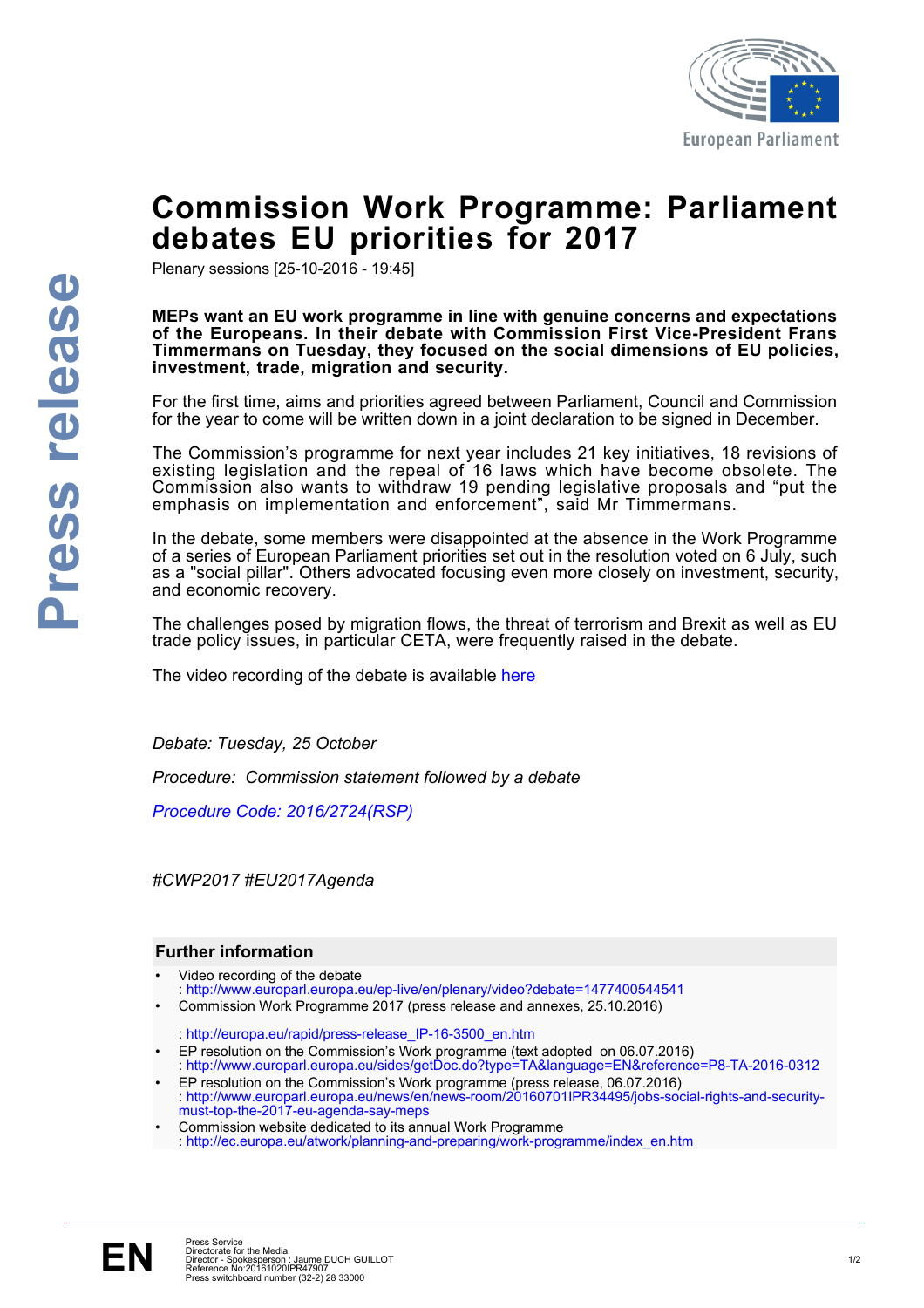# Commission Work Programme: Parliament debates EU priorities for 2017

Plenary sessions [25-10-2016 - 19:45]

**MEPs want an EU work programme in line with genuine concerns and expectations of the Europeans. In their debate with Commission First Vice-President Frans Timmermans on Tuesday, they focused on the social dimensions of EU policies, investment, trade, migration and security.**

For the first time, aims and priorities agreed between Parliament, Council and Commission for the year to come will be written down in a joint declaration to be signed in December.

The Commission's programme for next year includes 21 key initiatives, 18 revisions of existing legislation and the repeal of 16 laws which have become obsolete. The Commission also wants to withdraw 19 pending legislative proposals and "put the emphasis on implementation and enforcement", said Mr Timmermans.

In the debate, some members were disappointed at the absence in the Work Programme of a series of European Parliament priorities set out in the resolution voted on 6 July, such as a "social pillar". Others advocated focusing even more closely on investment, security, and economic recovery.

The challenges posed by migration flows, the threat of terrorism and Brexit as well as EU trade policy issues, in particular CETA, were frequently raised in the debate.

The video recording of the debate is available here

*Debate: Tuesday, 25 October*

*Procedure: Commission statement followed by a debate*

*Procedure Code: 2016/2724(RSP)*

*#CWP2017 #EU2017Agenda*

## Further information

- Video recording of the debate
  : http://www.europarl.europa.eu/ep-live/en/plenary/video?debate=1477400544541
- Commission Work Programme 2017 (press release and annexes, 25.10.2016)
  : http://europa.eu/rapid/press-release_IP-16-3500_en.htm
- EP resolution on the Commission's Work programme (text adopted on 06.07.2016)
  : http://www.europarl.europa.eu/sides/getDoc.do?type=TA&language=EN&reference=P8-TA-2016-0312
- EP resolution on the Commission's Work programme (press release, 06.07.2016)
  : http://www.europarl.europa.eu/news/en/news-room/20160701IPR34495/jobs-social-rights-and-security-must-top-the-2017-eu-agenda-say-meps
- Commission website dedicated to its annual Work Programme
  : http://ec.europa.eu/atwork/planning-and-preparing/work-programme/index_en.htm

Press Service
Directorate for the Media
Director - Spokesperson : Jaume DUCH GUILLOT
Reference No:20161020IPR47907
Press switchboard number (32-2) 28 33000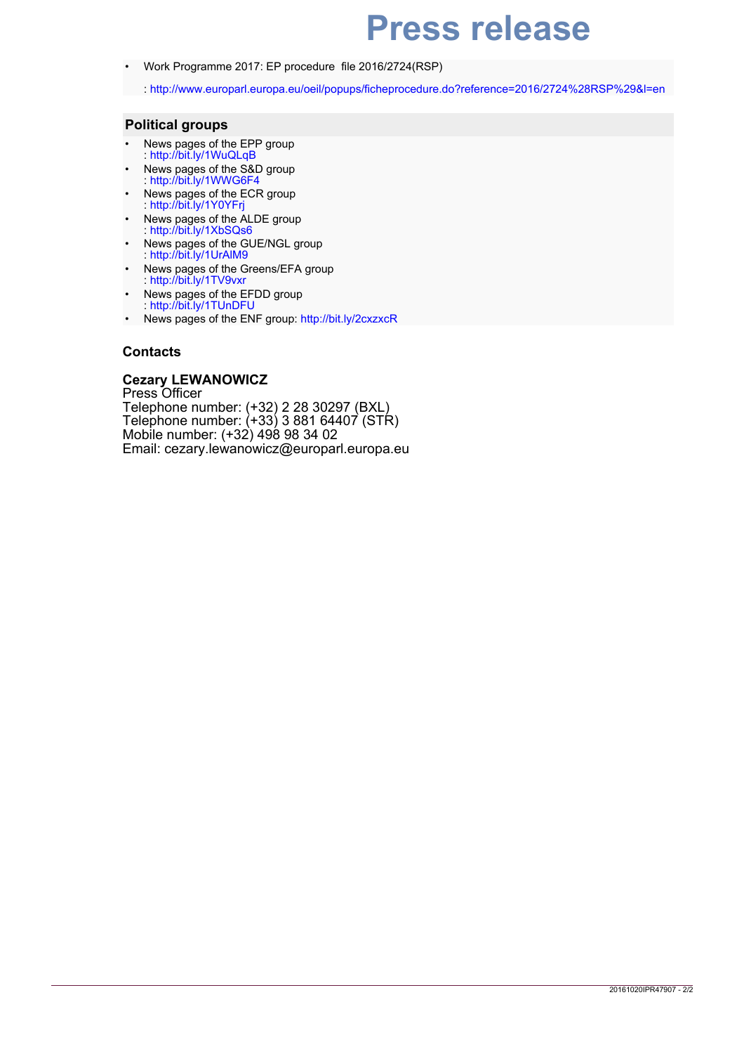- Work Programme 2017: EP procedure  file 2016/2724(RSP)

  : http://www.europarl.europa.eu/oeil/popups/ficheprocedure.do?reference=2016/2724%28RSP%29&l=en

## Political groups

- News pages of the EPP group : http://bit.ly/1WuQLqB
- News pages of the S&D group : http://bit.ly/1WWG6F4
- News pages of the ECR group : http://bit.ly/1Y0YFrj
- News pages of the ALDE group : http://bit.ly/1XbSQs6
- News pages of the GUE/NGL group : http://bit.ly/1UrAlM9
- News pages of the Greens/EFA group : http://bit.ly/1TV9vxr
- News pages of the EFDD group : http://bit.ly/1TUnDFU
- News pages of the ENF group: http://bit.ly/2cxzxcR

## Contacts

**Cezary LEWANOWICZ**
Press Officer
Telephone number: (+32) 2 28 30297 (BXL)
Telephone number: (+33) 3 881 64407 (STR)
Mobile number: (+32) 498 98 34 02
Email: cezary.lewanowicz@europarl.europa.eu